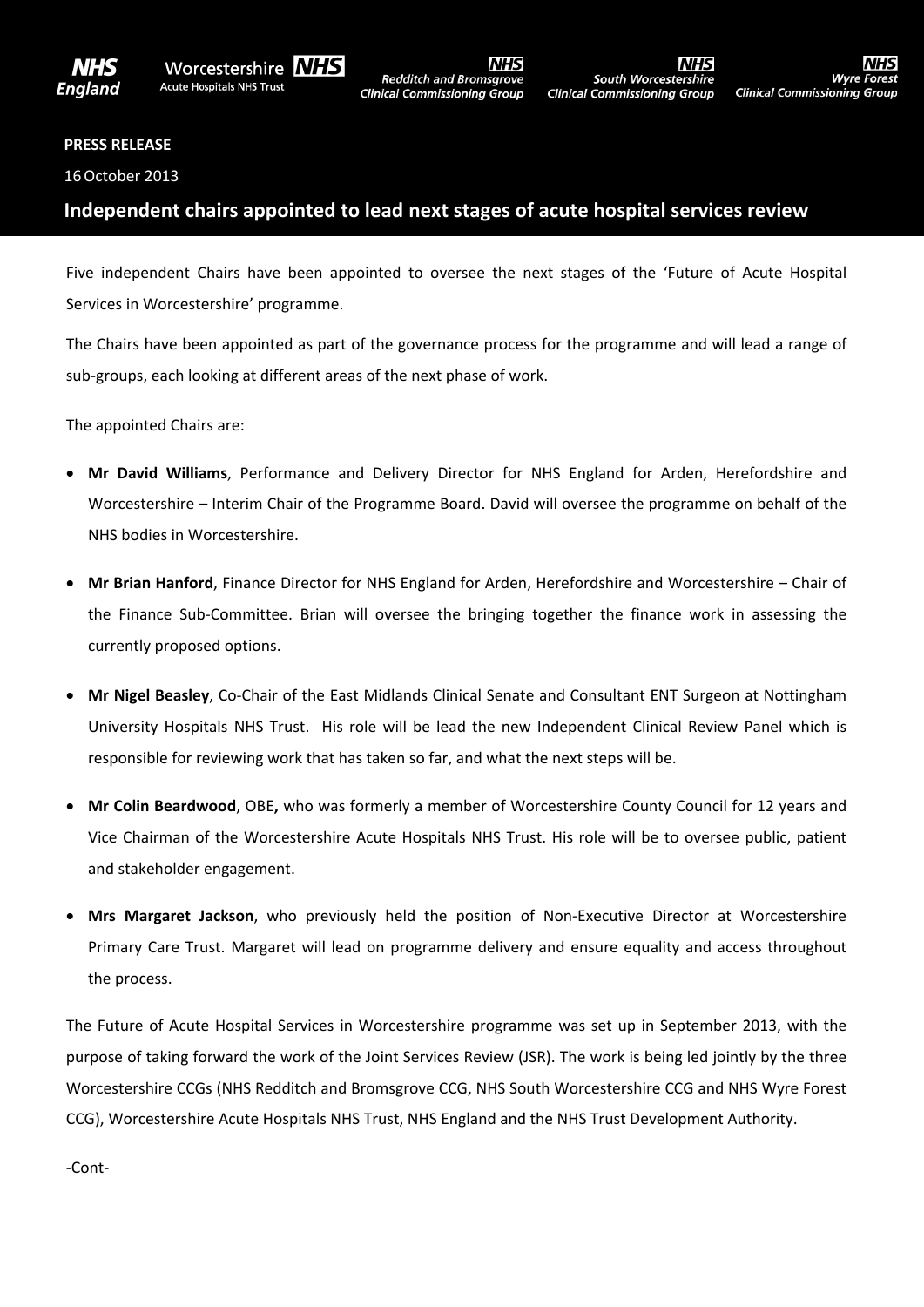NHS England | Worcestershire Acute Hospitals NHS Trust | NHS Redditch and Bromsgrove Clinical Commissioning Group | NHS South Worcestershire Clinical Commissioning Group | NHS Wyre Forest Clinical Commissioning Group

**PRESS RELEASE**

16 October 2013

# Independent chairs appointed to lead next stages of acute hospital services review

Five independent Chairs have been appointed to oversee the next stages of the 'Future of Acute Hospital Services in Worcestershire' programme.

The Chairs have been appointed as part of the governance process for the programme and will lead a range of sub-groups, each looking at different areas of the next phase of work.

The appointed Chairs are:

- **Mr David Williams**, Performance and Delivery Director for NHS England for Arden, Herefordshire and Worcestershire – Interim Chair of the Programme Board. David will oversee the programme on behalf of the NHS bodies in Worcestershire.
- **Mr Brian Hanford**, Finance Director for NHS England for Arden, Herefordshire and Worcestershire – Chair of the Finance Sub-Committee. Brian will oversee the bringing together the finance work in assessing the currently proposed options.
- **Mr Nigel Beasley**, Co-Chair of the East Midlands Clinical Senate and Consultant ENT Surgeon at Nottingham University Hospitals NHS Trust. His role will be lead the new Independent Clinical Review Panel which is responsible for reviewing work that has taken so far, and what the next steps will be.
- **Mr Colin Beardwood**, OBE**,** who was formerly a member of Worcestershire County Council for 12 years and Vice Chairman of the Worcestershire Acute Hospitals NHS Trust. His role will be to oversee public, patient and stakeholder engagement.
- **Mrs Margaret Jackson**, who previously held the position of Non-Executive Director at Worcestershire Primary Care Trust. Margaret will lead on programme delivery and ensure equality and access throughout the process.

The Future of Acute Hospital Services in Worcestershire programme was set up in September 2013, with the purpose of taking forward the work of the Joint Services Review (JSR). The work is being led jointly by the three Worcestershire CCGs (NHS Redditch and Bromsgrove CCG, NHS South Worcestershire CCG and NHS Wyre Forest CCG), Worcestershire Acute Hospitals NHS Trust, NHS England and the NHS Trust Development Authority.

-Cont-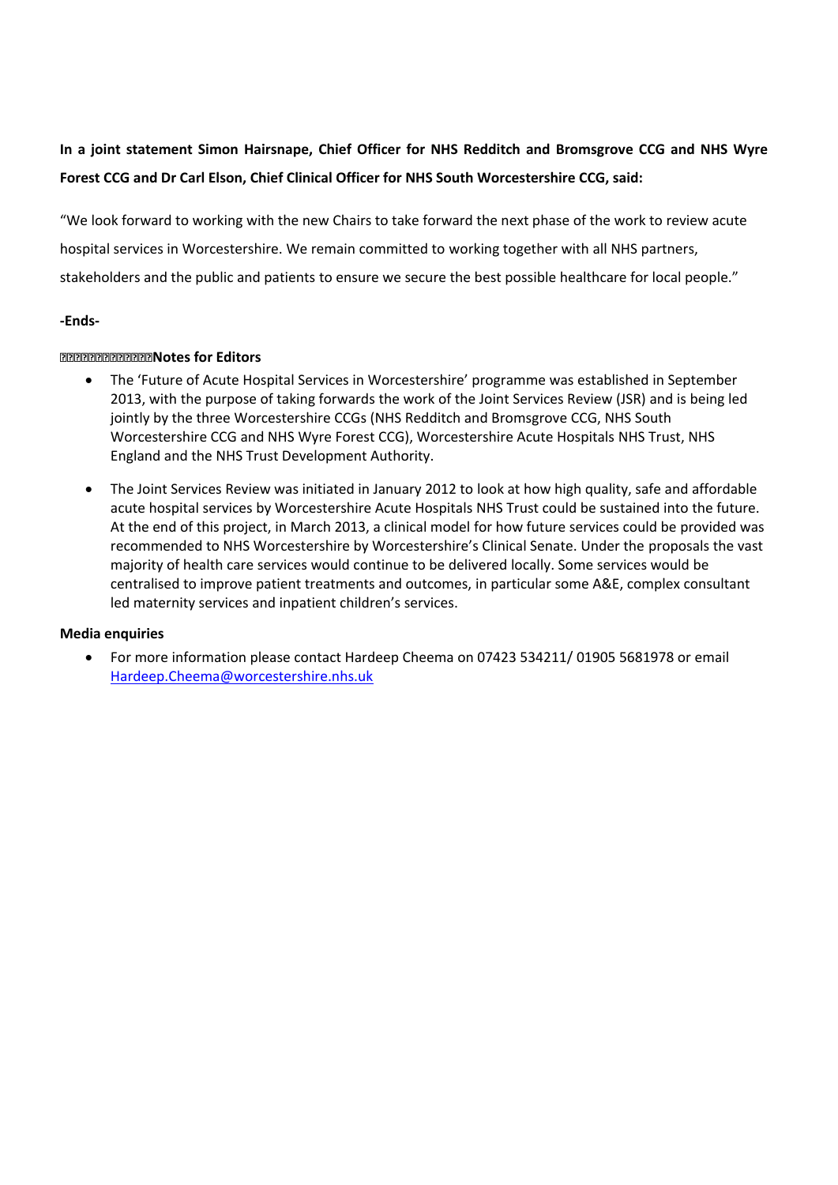**In a joint statement Simon Hairsnape, Chief Officer for NHS Redditch and Bromsgrove CCG and NHS Wyre Forest CCG and Dr Carl Elson, Chief Clinical Officer for NHS South Worcestershire CCG, said:**

"We look forward to working with the new Chairs to take forward the next phase of the work to review acute hospital services in Worcestershire. We remain committed to working together with all NHS partners, stakeholders and the public and patients to ensure we secure the best possible healthcare for local people."

**-Ends-**

**Notes for Editors**

- The 'Future of Acute Hospital Services in Worcestershire' programme was established in September 2013, with the purpose of taking forwards the work of the Joint Services Review (JSR) and is being led jointly by the three Worcestershire CCGs (NHS Redditch and Bromsgrove CCG, NHS South Worcestershire CCG and NHS Wyre Forest CCG), Worcestershire Acute Hospitals NHS Trust, NHS England and the NHS Trust Development Authority.
- The Joint Services Review was initiated in January 2012 to look at how high quality, safe and affordable acute hospital services by Worcestershire Acute Hospitals NHS Trust could be sustained into the future. At the end of this project, in March 2013, a clinical model for how future services could be provided was recommended to NHS Worcestershire by Worcestershire's Clinical Senate. Under the proposals the vast majority of health care services would continue to be delivered locally. Some services would be centralised to improve patient treatments and outcomes, in particular some A&E, complex consultant led maternity services and inpatient children's services.

**Media enquiries**

- For more information please contact Hardeep Cheema on 07423 534211/ 01905 5681978 or email Hardeep.Cheema@worcestershire.nhs.uk